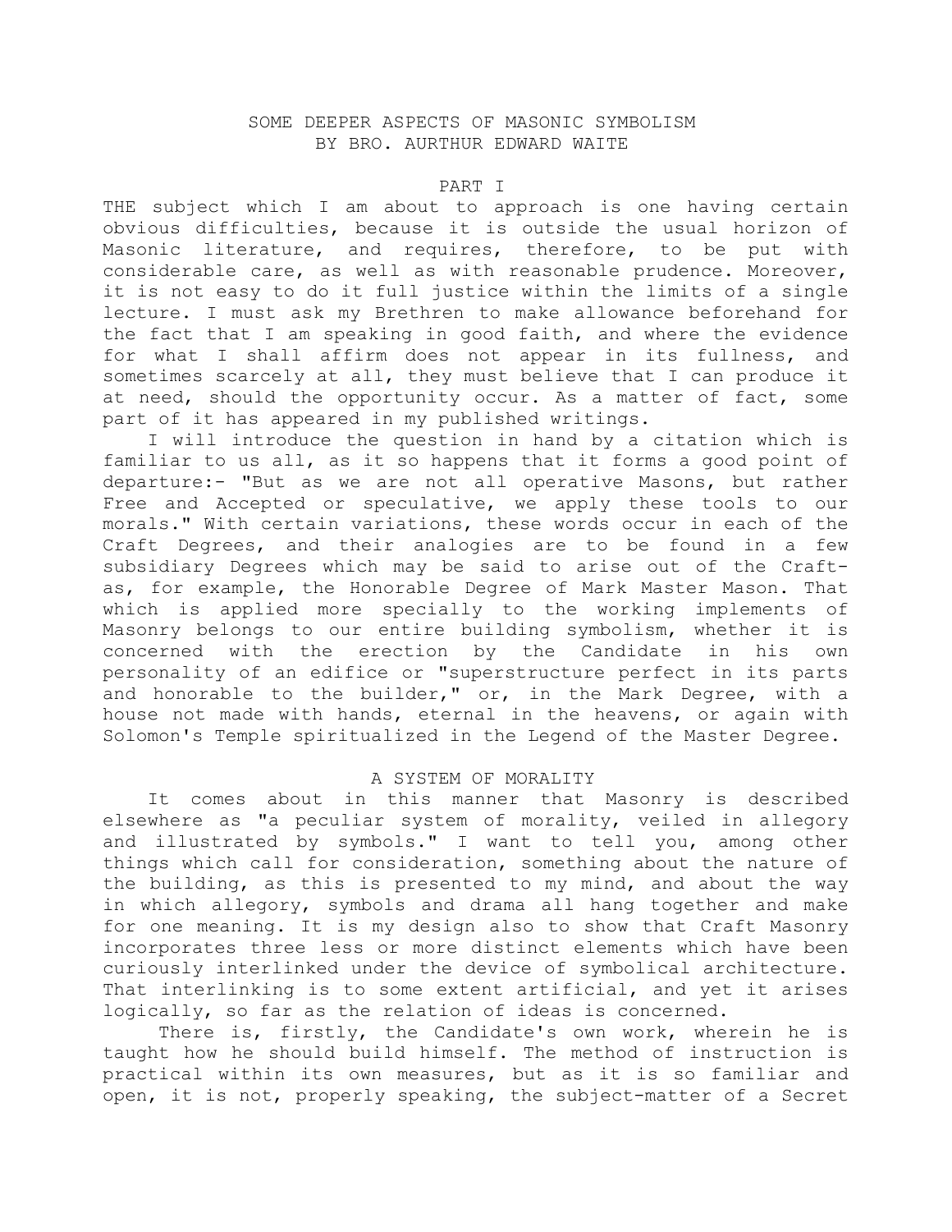# SOME DEEPER ASPECTS OF MASONIC SYMBOLISM
### BY BRO. AURTHUR EDWARD WAITE

## PART I

THE subject which I am about to approach is one having certain obvious difficulties, because it is outside the usual horizon of Masonic literature, and requires, therefore, to be put with considerable care, as well as with reasonable prudence. Moreover, it is not easy to do it full justice within the limits of a single lecture. I must ask my Brethren to make allowance beforehand for the fact that I am speaking in good faith, and where the evidence for what I shall affirm does not appear in its fullness, and sometimes scarcely at all, they must believe that I can produce it at need, should the opportunity occur. As a matter of fact, some part of it has appeared in my published writings.

I will introduce the question in hand by a citation which is familiar to us all, as it so happens that it forms a good point of departure:- "But as we are not all operative Masons, but rather Free and Accepted or speculative, we apply these tools to our morals." With certain variations, these words occur in each of the Craft Degrees, and their analogies are to be found in a few subsidiary Degrees which may be said to arise out of the Craft-as, for example, the Honorable Degree of Mark Master Mason. That which is applied more specially to the working implements of Masonry belongs to our entire building symbolism, whether it is concerned with the erection by the Candidate in his own personality of an edifice or "superstructure perfect in its parts and honorable to the builder," or, in the Mark Degree, with a house not made with hands, eternal in the heavens, or again with Solomon's Temple spiritualized in the Legend of the Master Degree.

## A SYSTEM OF MORALITY

It comes about in this manner that Masonry is described elsewhere as "a peculiar system of morality, veiled in allegory and illustrated by symbols." I want to tell you, among other things which call for consideration, something about the nature of the building, as this is presented to my mind, and about the way in which allegory, symbols and drama all hang together and make for one meaning. It is my design also to show that Craft Masonry incorporates three less or more distinct elements which have been curiously interlinked under the device of symbolical architecture. That interlinking is to some extent artificial, and yet it arises logically, so far as the relation of ideas is concerned.

There is, firstly, the Candidate's own work, wherein he is taught how he should build himself. The method of instruction is practical within its own measures, but as it is so familiar and open, it is not, properly speaking, the subject-matter of a Secret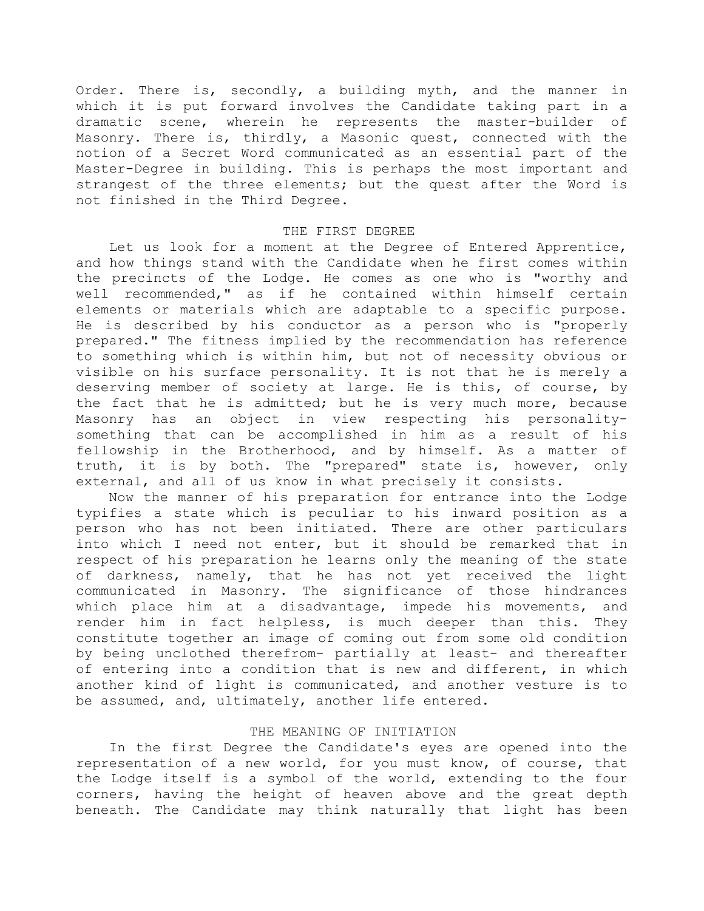Order. There is, secondly, a building myth, and the manner in which it is put forward involves the Candidate taking part in a dramatic scene, wherein he represents the master-builder of Masonry. There is, thirdly, a Masonic quest, connected with the notion of a Secret Word communicated as an essential part of the Master-Degree in building. This is perhaps the most important and strangest of the three elements; but the quest after the Word is not finished in the Third Degree.

## THE FIRST DEGREE

Let us look for a moment at the Degree of Entered Apprentice, and how things stand with the Candidate when he first comes within the precincts of the Lodge. He comes as one who is "worthy and well recommended," as if he contained within himself certain elements or materials which are adaptable to a specific purpose. He is described by his conductor as a person who is "properly prepared." The fitness implied by the recommendation has reference to something which is within him, but not of necessity obvious or visible on his surface personality. It is not that he is merely a deserving member of society at large. He is this, of course, by the fact that he is admitted; but he is very much more, because Masonry has an object in view respecting his personality- something that can be accomplished in him as a result of his fellowship in the Brotherhood, and by himself. As a matter of truth, it is by both. The "prepared" state is, however, only external, and all of us know in what precisely it consists.

Now the manner of his preparation for entrance into the Lodge typifies a state which is peculiar to his inward position as a person who has not been initiated. There are other particulars into which I need not enter, but it should be remarked that in respect of his preparation he learns only the meaning of the state of darkness, namely, that he has not yet received the light communicated in Masonry. The significance of those hindrances which place him at a disadvantage, impede his movements, and render him in fact helpless, is much deeper than this. They constitute together an image of coming out from some old condition by being unclothed therefrom- partially at least- and thereafter of entering into a condition that is new and different, in which another kind of light is communicated, and another vesture is to be assumed, and, ultimately, another life entered.

## THE MEANING OF INITIATION

In the first Degree the Candidate's eyes are opened into the representation of a new world, for you must know, of course, that the Lodge itself is a symbol of the world, extending to the four corners, having the height of heaven above and the great depth beneath. The Candidate may think naturally that light has been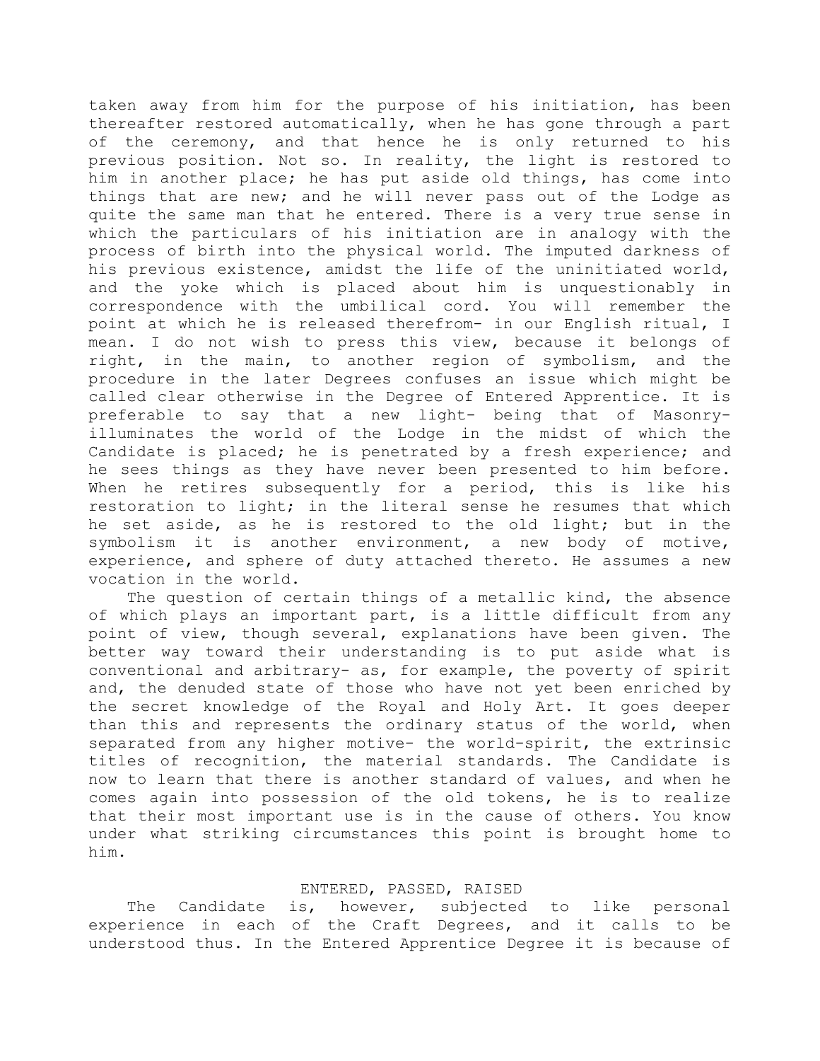taken away from him for the purpose of his initiation, has been thereafter restored automatically, when he has gone through a part of the ceremony, and that hence he is only returned to his previous position. Not so. In reality, the light is restored to him in another place; he has put aside old things, has come into things that are new; and he will never pass out of the Lodge as quite the same man that he entered. There is a very true sense in which the particulars of his initiation are in analogy with the process of birth into the physical world. The imputed darkness of his previous existence, amidst the life of the uninitiated world, and the yoke which is placed about him is unquestionably in correspondence with the umbilical cord. You will remember the point at which he is released therefrom- in our English ritual, I mean. I do not wish to press this view, because it belongs of right, in the main, to another region of symbolism, and the procedure in the later Degrees confuses an issue which might be called clear otherwise in the Degree of Entered Apprentice. It is preferable to say that a new light- being that of Masonry- illuminates the world of the Lodge in the midst of which the Candidate is placed; he is penetrated by a fresh experience; and he sees things as they have never been presented to him before. When he retires subsequently for a period, this is like his restoration to light; in the literal sense he resumes that which he set aside, as he is restored to the old light; but in the symbolism it is another environment, a new body of motive, experience, and sphere of duty attached thereto. He assumes a new vocation in the world.

The question of certain things of a metallic kind, the absence of which plays an important part, is a little difficult from any point of view, though several, explanations have been given. The better way toward their understanding is to put aside what is conventional and arbitrary- as, for example, the poverty of spirit and, the denuded state of those who have not yet been enriched by the secret knowledge of the Royal and Holy Art. It goes deeper than this and represents the ordinary status of the world, when separated from any higher motive- the world-spirit, the extrinsic titles of recognition, the material standards. The Candidate is now to learn that there is another standard of values, and when he comes again into possession of the old tokens, he is to realize that their most important use is in the cause of others. You know under what striking circumstances this point is brought home to him.

## ENTERED, PASSED, RAISED

The Candidate is, however, subjected to like personal experience in each of the Craft Degrees, and it calls to be understood thus. In the Entered Apprentice Degree it is because of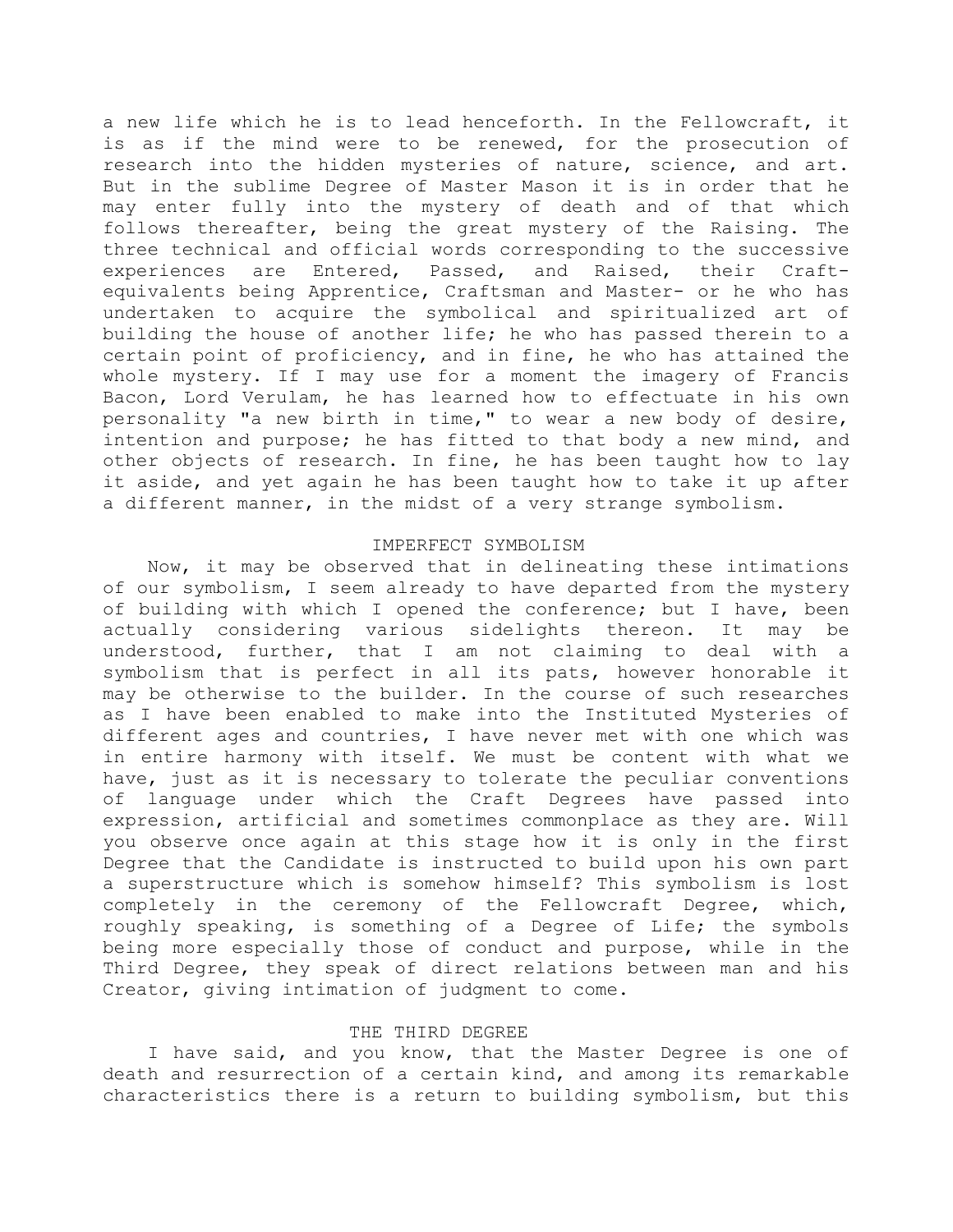a new life which he is to lead henceforth. In the Fellowcraft, it is as if the mind were to be renewed, for the prosecution of research into the hidden mysteries of nature, science, and art. But in the sublime Degree of Master Mason it is in order that he may enter fully into the mystery of death and of that which follows thereafter, being the great mystery of the Raising. The three technical and official words corresponding to the successive experiences are Entered, Passed, and Raised, their Craft-equivalents being Apprentice, Craftsman and Master- or he who has undertaken to acquire the symbolical and spiritualized art of building the house of another life; he who has passed therein to a certain point of proficiency, and in fine, he who has attained the whole mystery. If I may use for a moment the imagery of Francis Bacon, Lord Verulam, he has learned how to effectuate in his own personality "a new birth in time," to wear a new body of desire, intention and purpose; he has fitted to that body a new mind, and other objects of research. In fine, he has been taught how to lay it aside, and yet again he has been taught how to take it up after a different manner, in the midst of a very strange symbolism.

## IMPERFECT SYMBOLISM

Now, it may be observed that in delineating these intimations of our symbolism, I seem already to have departed from the mystery of building with which I opened the conference; but I have, been actually considering various sidelights thereon. It may be understood, further, that I am not claiming to deal with a symbolism that is perfect in all its pats, however honorable it may be otherwise to the builder. In the course of such researches as I have been enabled to make into the Instituted Mysteries of different ages and countries, I have never met with one which was in entire harmony with itself. We must be content with what we have, just as it is necessary to tolerate the peculiar conventions of language under which the Craft Degrees have passed into expression, artificial and sometimes commonplace as they are. Will you observe once again at this stage how it is only in the first Degree that the Candidate is instructed to build upon his own part a superstructure which is somehow himself? This symbolism is lost completely in the ceremony of the Fellowcraft Degree, which, roughly speaking, is something of a Degree of Life; the symbols being more especially those of conduct and purpose, while in the Third Degree, they speak of direct relations between man and his Creator, giving intimation of judgment to come.

## THE THIRD DEGREE

I have said, and you know, that the Master Degree is one of death and resurrection of a certain kind, and among its remarkable characteristics there is a return to building symbolism, but this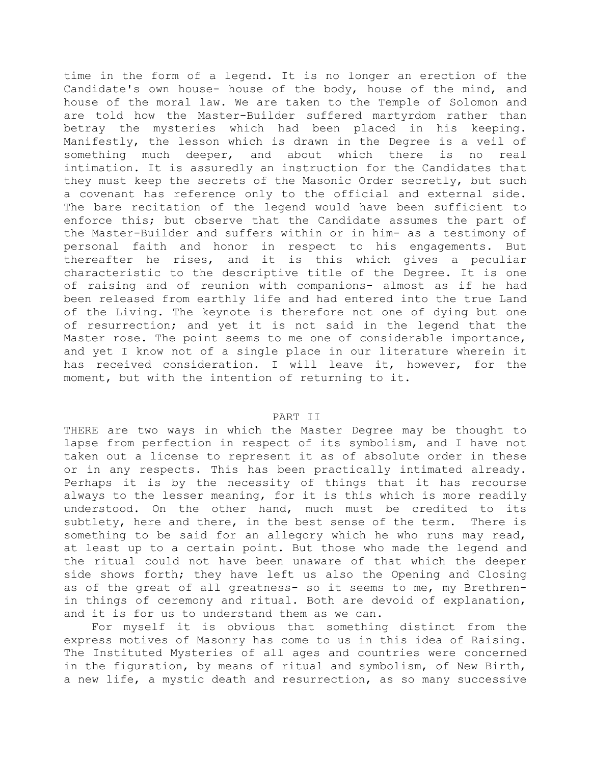time in the form of a legend. It is no longer an erection of the Candidate's own house- house of the body, house of the mind, and house of the moral law. We are taken to the Temple of Solomon and are told how the Master-Builder suffered martyrdom rather than betray the mysteries which had been placed in his keeping. Manifestly, the lesson which is drawn in the Degree is a veil of something much deeper, and about which there is no real intimation. It is assuredly an instruction for the Candidates that they must keep the secrets of the Masonic Order secretly, but such a covenant has reference only to the official and external side. The bare recitation of the legend would have been sufficient to enforce this; but observe that the Candidate assumes the part of the Master-Builder and suffers within or in him- as a testimony of personal faith and honor in respect to his engagements. But thereafter he rises, and it is this which gives a peculiar characteristic to the descriptive title of the Degree. It is one of raising and of reunion with companions- almost as if he had been released from earthly life and had entered into the true Land of the Living. The keynote is therefore not one of dying but one of resurrection; and yet it is not said in the legend that the Master rose. The point seems to me one of considerable importance, and yet I know not of a single place in our literature wherein it has received consideration. I will leave it, however, for the moment, but with the intention of returning to it.

## PART II

THERE are two ways in which the Master Degree may be thought to lapse from perfection in respect of its symbolism, and I have not taken out a license to represent it as of absolute order in these or in any respects. This has been practically intimated already. Perhaps it is by the necessity of things that it has recourse always to the lesser meaning, for it is this which is more readily understood. On the other hand, much must be credited to its subtlety, here and there, in the best sense of the term. There is something to be said for an allegory which he who runs may read, at least up to a certain point. But those who made the legend and the ritual could not have been unaware of that which the deeper side shows forth; they have left us also the Opening and Closing as of the great of all greatness- so it seems to me, my Brethren- in things of ceremony and ritual. Both are devoid of explanation, and it is for us to understand them as we can.

For myself it is obvious that something distinct from the express motives of Masonry has come to us in this idea of Raising. The Instituted Mysteries of all ages and countries were concerned in the figuration, by means of ritual and symbolism, of New Birth, a new life, a mystic death and resurrection, as so many successive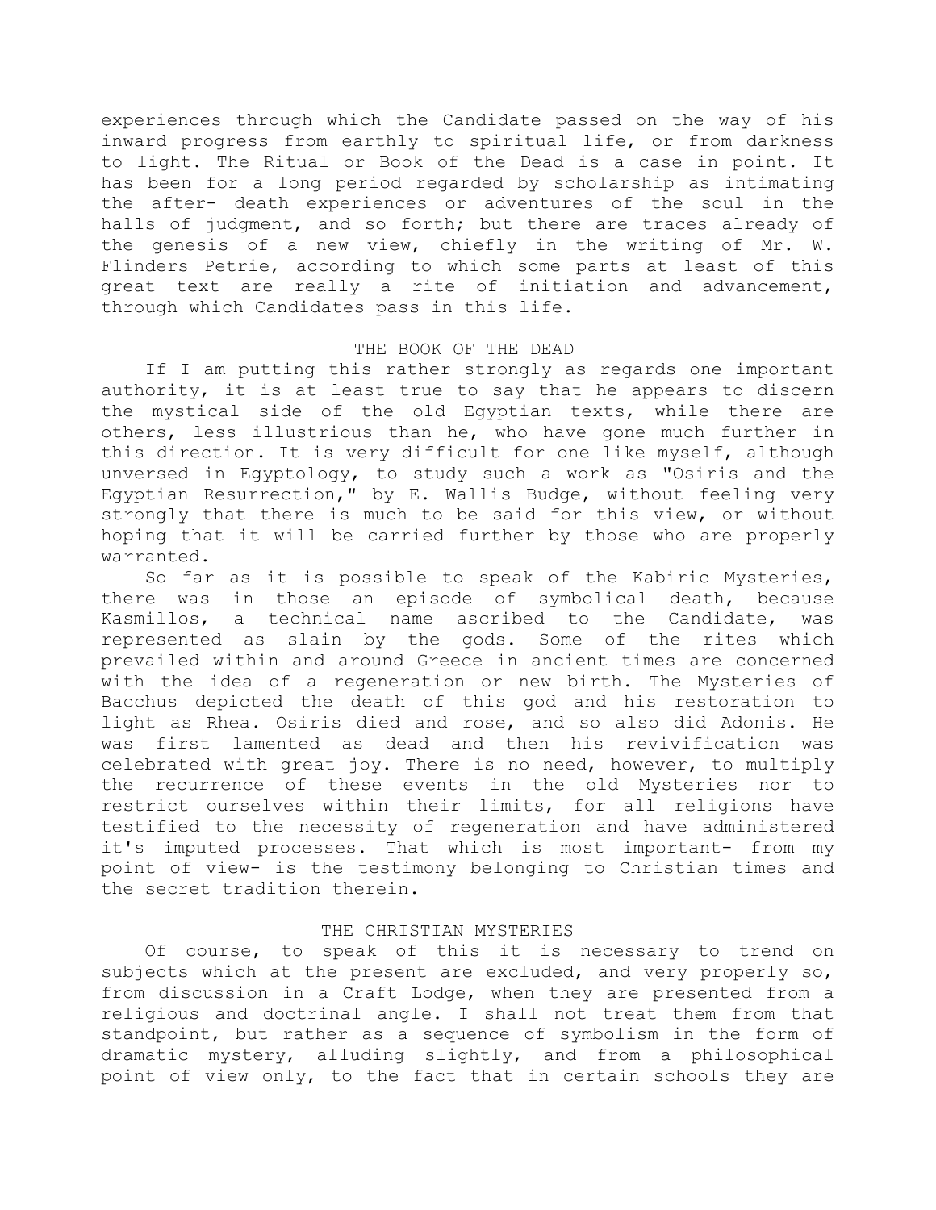experiences through which the Candidate passed on the way of his inward progress from earthly to spiritual life, or from darkness to light. The Ritual or Book of the Dead is a case in point. It has been for a long period regarded by scholarship as intimating the after- death experiences or adventures of the soul in the halls of judgment, and so forth; but there are traces already of the genesis of a new view, chiefly in the writing of Mr. W. Flinders Petrie, according to which some parts at least of this great text are really a rite of initiation and advancement, through which Candidates pass in this life.

## THE BOOK OF THE DEAD

If I am putting this rather strongly as regards one important authority, it is at least true to say that he appears to discern the mystical side of the old Egyptian texts, while there are others, less illustrious than he, who have gone much further in this direction. It is very difficult for one like myself, although unversed in Egyptology, to study such a work as "Osiris and the Egyptian Resurrection," by E. Wallis Budge, without feeling very strongly that there is much to be said for this view, or without hoping that it will be carried further by those who are properly warranted.

So far as it is possible to speak of the Kabiric Mysteries, there was in those an episode of symbolical death, because Kasmillos, a technical name ascribed to the Candidate, was represented as slain by the gods. Some of the rites which prevailed within and around Greece in ancient times are concerned with the idea of a regeneration or new birth. The Mysteries of Bacchus depicted the death of this god and his restoration to light as Rhea. Osiris died and rose, and so also did Adonis. He was first lamented as dead and then his revivification was celebrated with great joy. There is no need, however, to multiply the recurrence of these events in the old Mysteries nor to restrict ourselves within their limits, for all religions have testified to the necessity of regeneration and have administered it's imputed processes. That which is most important- from my point of view- is the testimony belonging to Christian times and the secret tradition therein.

## THE CHRISTIAN MYSTERIES

Of course, to speak of this it is necessary to trend on subjects which at the present are excluded, and very properly so, from discussion in a Craft Lodge, when they are presented from a religious and doctrinal angle. I shall not treat them from that standpoint, but rather as a sequence of symbolism in the form of dramatic mystery, alluding slightly, and from a philosophical point of view only, to the fact that in certain schools they are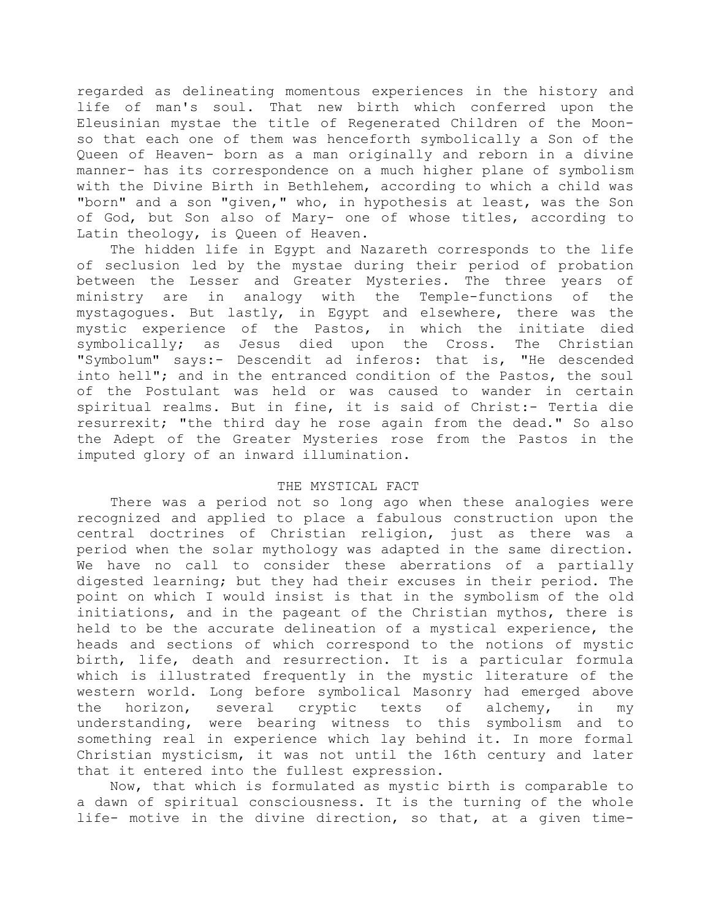regarded as delineating momentous experiences in the history and life of man's soul. That new birth which conferred upon the Eleusinian mystae the title of Regenerated Children of the Moon- so that each one of them was henceforth symbolically a Son of the Queen of Heaven- born as a man originally and reborn in a divine manner- has its correspondence on a much higher plane of symbolism with the Divine Birth in Bethlehem, according to which a child was "born" and a son "given," who, in hypothesis at least, was the Son of God, but Son also of Mary- one of whose titles, according to Latin theology, is Queen of Heaven.

The hidden life in Egypt and Nazareth corresponds to the life of seclusion led by the mystae during their period of probation between the Lesser and Greater Mysteries. The three years of ministry are in analogy with the Temple-functions of the mystagogues. But lastly, in Egypt and elsewhere, there was the mystic experience of the Pastos, in which the initiate died symbolically; as Jesus died upon the Cross. The Christian "Symbolum" says:- Descendit ad inferos: that is, "He descended into hell"; and in the entranced condition of the Pastos, the soul of the Postulant was held or was caused to wander in certain spiritual realms. But in fine, it is said of Christ:- Tertia die resurrexit; "the third day he rose again from the dead." So also the Adept of the Greater Mysteries rose from the Pastos in the imputed glory of an inward illumination.

## THE MYSTICAL FACT

There was a period not so long ago when these analogies were recognized and applied to place a fabulous construction upon the central doctrines of Christian religion, just as there was a period when the solar mythology was adapted in the same direction. We have no call to consider these aberrations of a partially digested learning; but they had their excuses in their period. The point on which I would insist is that in the symbolism of the old initiations, and in the pageant of the Christian mythos, there is held to be the accurate delineation of a mystical experience, the heads and sections of which correspond to the notions of mystic birth, life, death and resurrection. It is a particular formula which is illustrated frequently in the mystic literature of the western world. Long before symbolical Masonry had emerged above the horizon, several cryptic texts of alchemy, in my understanding, were bearing witness to this symbolism and to something real in experience which lay behind it. In more formal Christian mysticism, it was not until the 16th century and later that it entered into the fullest expression.

Now, that which is formulated as mystic birth is comparable to a dawn of spiritual consciousness. It is the turning of the whole life- motive in the divine direction, so that, at a given time-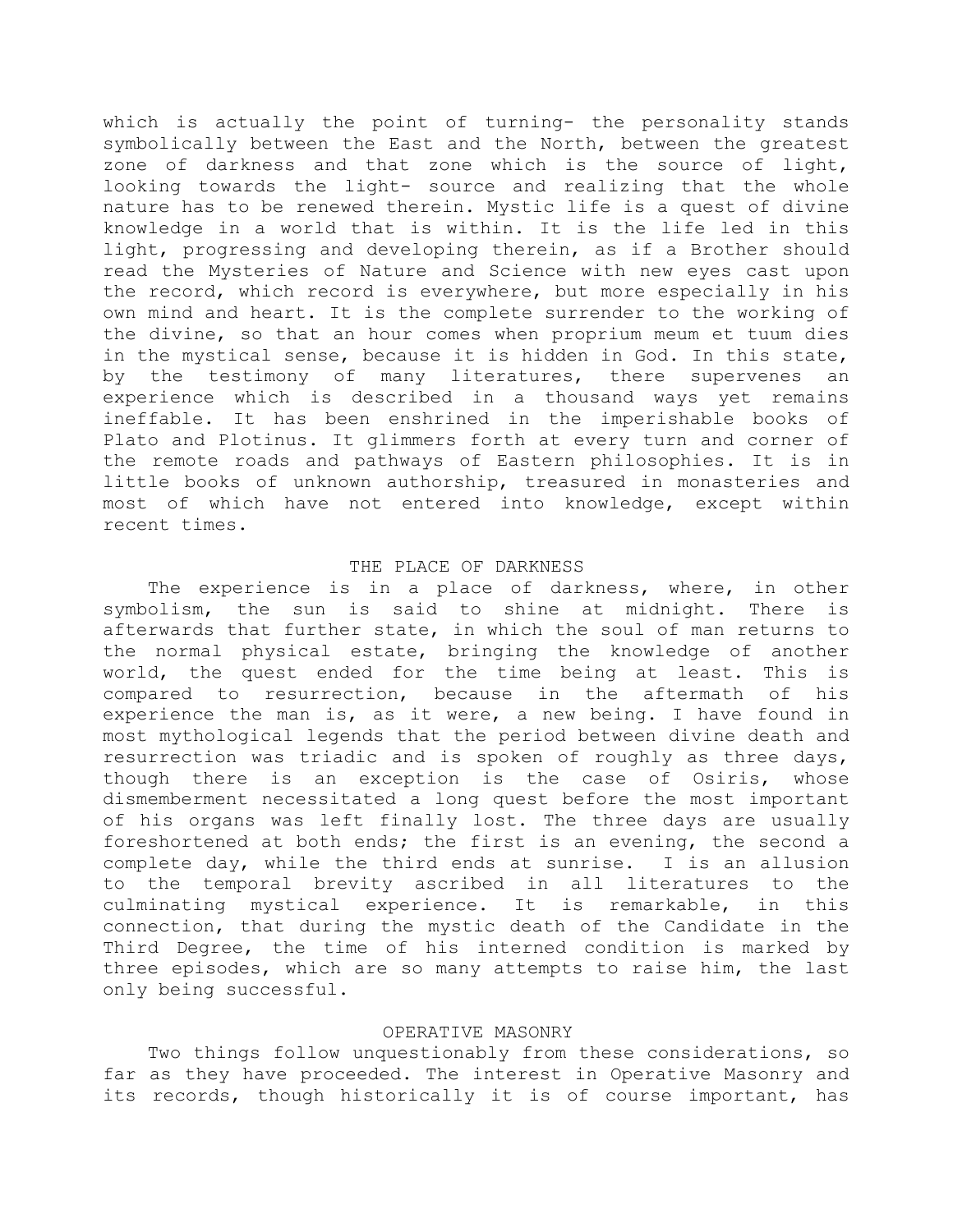which is actually the point of turning- the personality stands symbolically between the East and the North, between the greatest zone of darkness and that zone which is the source of light, looking towards the light- source and realizing that the whole nature has to be renewed therein. Mystic life is a quest of divine knowledge in a world that is within. It is the life led in this light, progressing and developing therein, as if a Brother should read the Mysteries of Nature and Science with new eyes cast upon the record, which record is everywhere, but more especially in his own mind and heart. It is the complete surrender to the working of the divine, so that an hour comes when proprium meum et tuum dies in the mystical sense, because it is hidden in God. In this state, by the testimony of many literatures, there supervenes an experience which is described in a thousand ways yet remains ineffable. It has been enshrined in the imperishable books of Plato and Plotinus. It glimmers forth at every turn and corner of the remote roads and pathways of Eastern philosophies. It is in little books of unknown authorship, treasured in monasteries and most of which have not entered into knowledge, except within recent times.

## THE PLACE OF DARKNESS

The experience is in a place of darkness, where, in other symbolism, the sun is said to shine at midnight. There is afterwards that further state, in which the soul of man returns to the normal physical estate, bringing the knowledge of another world, the quest ended for the time being at least. This is compared to resurrection, because in the aftermath of his experience the man is, as it were, a new being. I have found in most mythological legends that the period between divine death and resurrection was triadic and is spoken of roughly as three days, though there is an exception is the case of Osiris, whose dismemberment necessitated a long quest before the most important of his organs was left finally lost. The three days are usually foreshortened at both ends; the first is an evening, the second a complete day, while the third ends at sunrise. I is an allusion to the temporal brevity ascribed in all literatures to the culminating mystical experience. It is remarkable, in this connection, that during the mystic death of the Candidate in the Third Degree, the time of his interned condition is marked by three episodes, which are so many attempts to raise him, the last only being successful.

## OPERATIVE MASONRY

Two things follow unquestionably from these considerations, so far as they have proceeded. The interest in Operative Masonry and its records, though historically it is of course important, has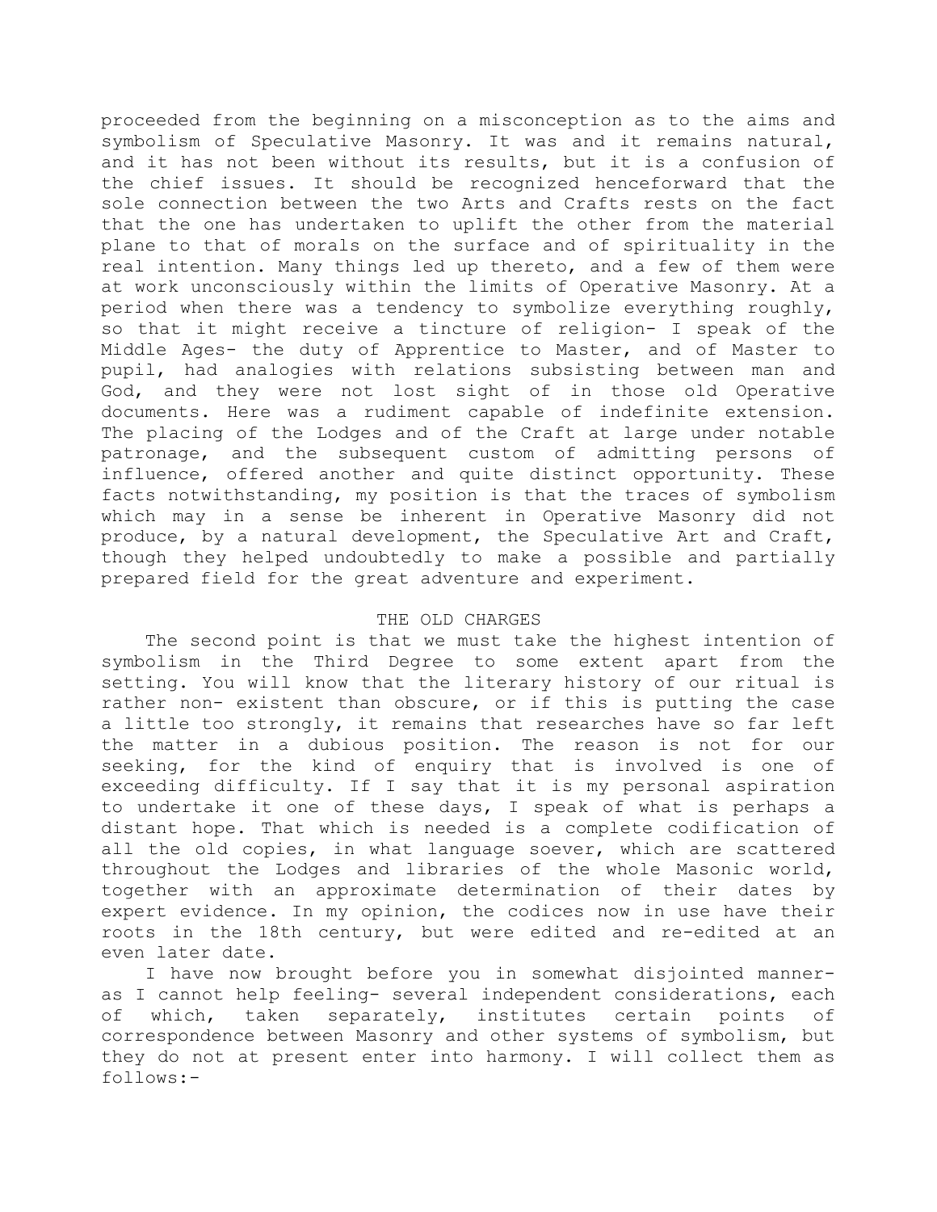proceeded from the beginning on a misconception as to the aims and symbolism of Speculative Masonry. It was and it remains natural, and it has not been without its results, but it is a confusion of the chief issues. It should be recognized henceforward that the sole connection between the two Arts and Crafts rests on the fact that the one has undertaken to uplift the other from the material plane to that of morals on the surface and of spirituality in the real intention. Many things led up thereto, and a few of them were at work unconsciously within the limits of Operative Masonry. At a period when there was a tendency to symbolize everything roughly, so that it might receive a tincture of religion- I speak of the Middle Ages- the duty of Apprentice to Master, and of Master to pupil, had analogies with relations subsisting between man and God, and they were not lost sight of in those old Operative documents. Here was a rudiment capable of indefinite extension. The placing of the Lodges and of the Craft at large under notable patronage, and the subsequent custom of admitting persons of influence, offered another and quite distinct opportunity. These facts notwithstanding, my position is that the traces of symbolism which may in a sense be inherent in Operative Masonry did not produce, by a natural development, the Speculative Art and Craft, though they helped undoubtedly to make a possible and partially prepared field for the great adventure and experiment.

## THE OLD CHARGES

The second point is that we must take the highest intention of symbolism in the Third Degree to some extent apart from the setting. You will know that the literary history of our ritual is rather non- existent than obscure, or if this is putting the case a little too strongly, it remains that researches have so far left the matter in a dubious position. The reason is not for our seeking, for the kind of enquiry that is involved is one of exceeding difficulty. If I say that it is my personal aspiration to undertake it one of these days, I speak of what is perhaps a distant hope. That which is needed is a complete codification of all the old copies, in what language soever, which are scattered throughout the Lodges and libraries of the whole Masonic world, together with an approximate determination of their dates by expert evidence. In my opinion, the codices now in use have their roots in the 18th century, but were edited and re-edited at an even later date.

I have now brought before you in somewhat disjointed manner- as I cannot help feeling- several independent considerations, each of which, taken separately, institutes certain points of correspondence between Masonry and other systems of symbolism, but they do not at present enter into harmony. I will collect them as follows:-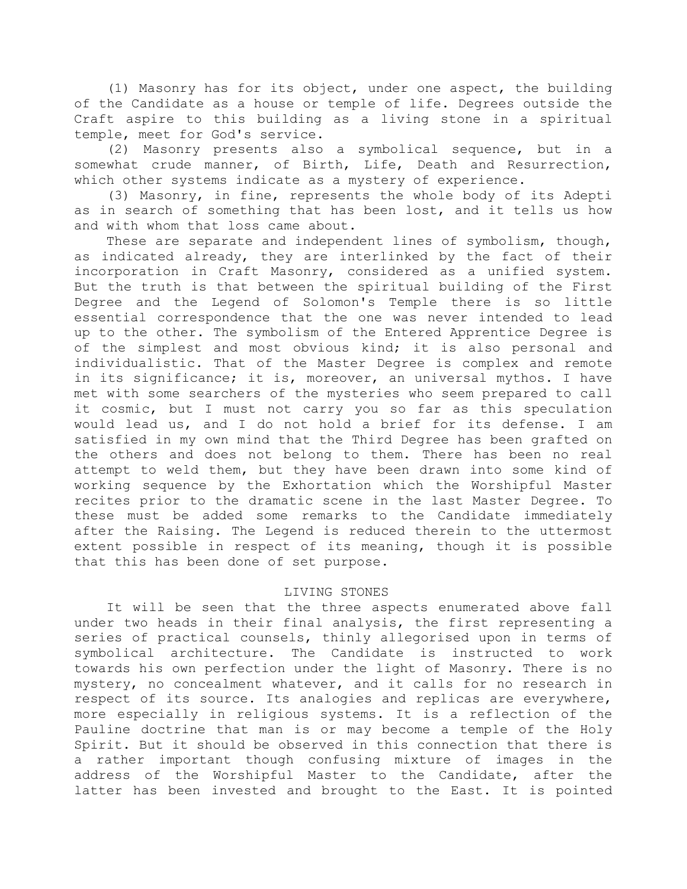(1) Masonry has for its object, under one aspect, the building of the Candidate as a house or temple of life. Degrees outside the Craft aspire to this building as a living stone in a spiritual temple, meet for God's service.

(2) Masonry presents also a symbolical sequence, but in a somewhat crude manner, of Birth, Life, Death and Resurrection, which other systems indicate as a mystery of experience.

(3) Masonry, in fine, represents the whole body of its Adepti as in search of something that has been lost, and it tells us how and with whom that loss came about.

These are separate and independent lines of symbolism, though, as indicated already, they are interlinked by the fact of their incorporation in Craft Masonry, considered as a unified system. But the truth is that between the spiritual building of the First Degree and the Legend of Solomon's Temple there is so little essential correspondence that the one was never intended to lead up to the other. The symbolism of the Entered Apprentice Degree is of the simplest and most obvious kind; it is also personal and individualistic. That of the Master Degree is complex and remote in its significance; it is, moreover, an universal mythos. I have met with some searchers of the mysteries who seem prepared to call it cosmic, but I must not carry you so far as this speculation would lead us, and I do not hold a brief for its defense. I am satisfied in my own mind that the Third Degree has been grafted on the others and does not belong to them. There has been no real attempt to weld them, but they have been drawn into some kind of working sequence by the Exhortation which the Worshipful Master recites prior to the dramatic scene in the last Master Degree. To these must be added some remarks to the Candidate immediately after the Raising. The Legend is reduced therein to the uttermost extent possible in respect of its meaning, though it is possible that this has been done of set purpose.

## LIVING STONES

It will be seen that the three aspects enumerated above fall under two heads in their final analysis, the first representing a series of practical counsels, thinly allegorised upon in terms of symbolical architecture. The Candidate is instructed to work towards his own perfection under the light of Masonry. There is no mystery, no concealment whatever, and it calls for no research in respect of its source. Its analogies and replicas are everywhere, more especially in religious systems. It is a reflection of the Pauline doctrine that man is or may become a temple of the Holy Spirit. But it should be observed in this connection that there is a rather important though confusing mixture of images in the address of the Worshipful Master to the Candidate, after the latter has been invested and brought to the East. It is pointed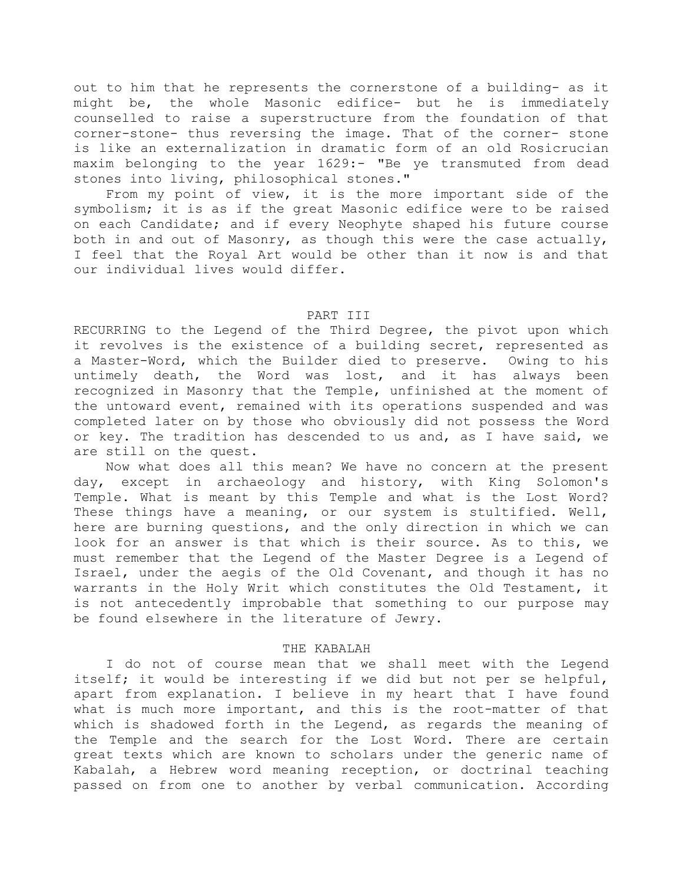out to him that he represents the cornerstone of a building- as it might be, the whole Masonic edifice- but he is immediately counselled to raise a superstructure from the foundation of that corner-stone- thus reversing the image. That of the corner- stone is like an externalization in dramatic form of an old Rosicrucian maxim belonging to the year 1629:- "Be ye transmuted from dead stones into living, philosophical stones."

From my point of view, it is the more important side of the symbolism; it is as if the great Masonic edifice were to be raised on each Candidate; and if every Neophyte shaped his future course both in and out of Masonry, as though this were the case actually, I feel that the Royal Art would be other than it now is and that our individual lives would differ.

## PART III

RECURRING to the Legend of the Third Degree, the pivot upon which it revolves is the existence of a building secret, represented as a Master-Word, which the Builder died to preserve. Owing to his untimely death, the Word was lost, and it has always been recognized in Masonry that the Temple, unfinished at the moment of the untoward event, remained with its operations suspended and was completed later on by those who obviously did not possess the Word or key. The tradition has descended to us and, as I have said, we are still on the quest.

Now what does all this mean? We have no concern at the present day, except in archaeology and history, with King Solomon's Temple. What is meant by this Temple and what is the Lost Word? These things have a meaning, or our system is stultified. Well, here are burning questions, and the only direction in which we can look for an answer is that which is their source. As to this, we must remember that the Legend of the Master Degree is a Legend of Israel, under the aegis of the Old Covenant, and though it has no warrants in the Holy Writ which constitutes the Old Testament, it is not antecedently improbable that something to our purpose may be found elsewhere in the literature of Jewry.

### THE KABALAH

I do not of course mean that we shall meet with the Legend itself; it would be interesting if we did but not per se helpful, apart from explanation. I believe in my heart that I have found what is much more important, and this is the root-matter of that which is shadowed forth in the Legend, as regards the meaning of the Temple and the search for the Lost Word. There are certain great texts which are known to scholars under the generic name of Kabalah, a Hebrew word meaning reception, or doctrinal teaching passed on from one to another by verbal communication. According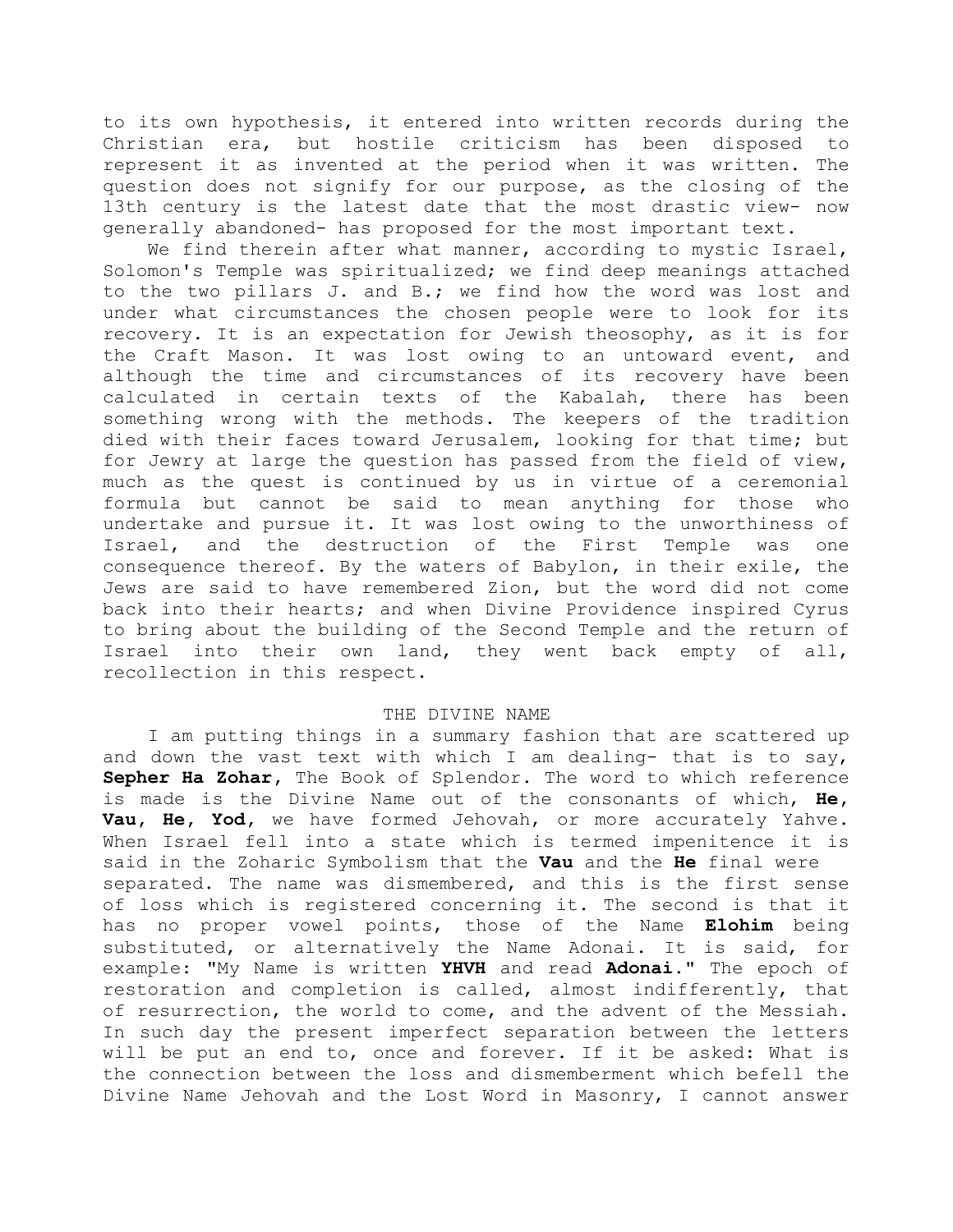to its own hypothesis, it entered into written records during the Christian era, but hostile criticism has been disposed to represent it as invented at the period when it was written. The question does not signify for our purpose, as the closing of the 13th century is the latest date that the most drastic view- now generally abandoned- has proposed for the most important text.

We find therein after what manner, according to mystic Israel, Solomon's Temple was spiritualized; we find deep meanings attached to the two pillars J. and B.; we find how the word was lost and under what circumstances the chosen people were to look for its recovery. It is an expectation for Jewish theosophy, as it is for the Craft Mason. It was lost owing to an untoward event, and although the time and circumstances of its recovery have been calculated in certain texts of the Kabalah, there has been something wrong with the methods. The keepers of the tradition died with their faces toward Jerusalem, looking for that time; but for Jewry at large the question has passed from the field of view, much as the quest is continued by us in virtue of a ceremonial formula but cannot be said to mean anything for those who undertake and pursue it. It was lost owing to the unworthiness of Israel, and the destruction of the First Temple was one consequence thereof. By the waters of Babylon, in their exile, the Jews are said to have remembered Zion, but the word did not come back into their hearts; and when Divine Providence inspired Cyrus to bring about the building of the Second Temple and the return of Israel into their own land, they went back empty of all, recollection in this respect.

## THE DIVINE NAME

I am putting things in a summary fashion that are scattered up and down the vast text with which I am dealing- that is to say, **Sepher Ha Zohar**, The Book of Splendor. The word to which reference is made is the Divine Name out of the consonants of which, **He**, **Vau**, **He**, **Yod**, we have formed Jehovah, or more accurately Yahve. When Israel fell into a state which is termed impenitence it is said in the Zoharic Symbolism that the **Vau** and the **He** final were separated. The name was dismembered, and this is the first sense of loss which is registered concerning it. The second is that it has no proper vowel points, those of the Name **Elohim** being substituted, or alternatively the Name Adonai. It is said, for example: "My Name is written **YHVH** and read **Adonai**." The epoch of restoration and completion is called, almost indifferently, that of resurrection, the world to come, and the advent of the Messiah. In such day the present imperfect separation between the letters will be put an end to, once and forever. If it be asked: What is the connection between the loss and dismemberment which befell the Divine Name Jehovah and the Lost Word in Masonry, I cannot answer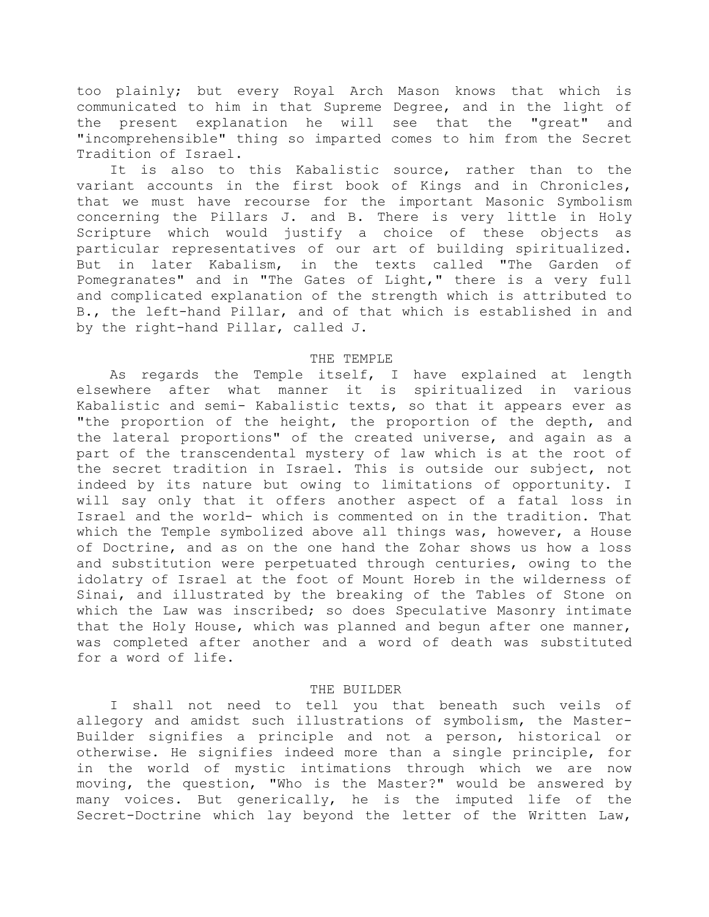too plainly; but every Royal Arch Mason knows that which is communicated to him in that Supreme Degree, and in the light of the present explanation he will see that the "great" and "incomprehensible" thing so imparted comes to him from the Secret Tradition of Israel.

It is also to this Kabalistic source, rather than to the variant accounts in the first book of Kings and in Chronicles, that we must have recourse for the important Masonic Symbolism concerning the Pillars J. and B. There is very little in Holy Scripture which would justify a choice of these objects as particular representatives of our art of building spiritualized. But in later Kabalism, in the texts called "The Garden of Pomegranates" and in "The Gates of Light," there is a very full and complicated explanation of the strength which is attributed to B., the left-hand Pillar, and of that which is established in and by the right-hand Pillar, called J.

## THE TEMPLE

As regards the Temple itself, I have explained at length elsewhere after what manner it is spiritualized in various Kabalistic and semi- Kabalistic texts, so that it appears ever as "the proportion of the height, the proportion of the depth, and the lateral proportions" of the created universe, and again as a part of the transcendental mystery of law which is at the root of the secret tradition in Israel. This is outside our subject, not indeed by its nature but owing to limitations of opportunity. I will say only that it offers another aspect of a fatal loss in Israel and the world- which is commented on in the tradition. That which the Temple symbolized above all things was, however, a House of Doctrine, and as on the one hand the Zohar shows us how a loss and substitution were perpetuated through centuries, owing to the idolatry of Israel at the foot of Mount Horeb in the wilderness of Sinai, and illustrated by the breaking of the Tables of Stone on which the Law was inscribed; so does Speculative Masonry intimate that the Holy House, which was planned and begun after one manner, was completed after another and a word of death was substituted for a word of life.

## THE BUILDER

I shall not need to tell you that beneath such veils of allegory and amidst such illustrations of symbolism, the Master-Builder signifies a principle and not a person, historical or otherwise. He signifies indeed more than a single principle, for in the world of mystic intimations through which we are now moving, the question, "Who is the Master?" would be answered by many voices. But generically, he is the imputed life of the Secret-Doctrine which lay beyond the letter of the Written Law,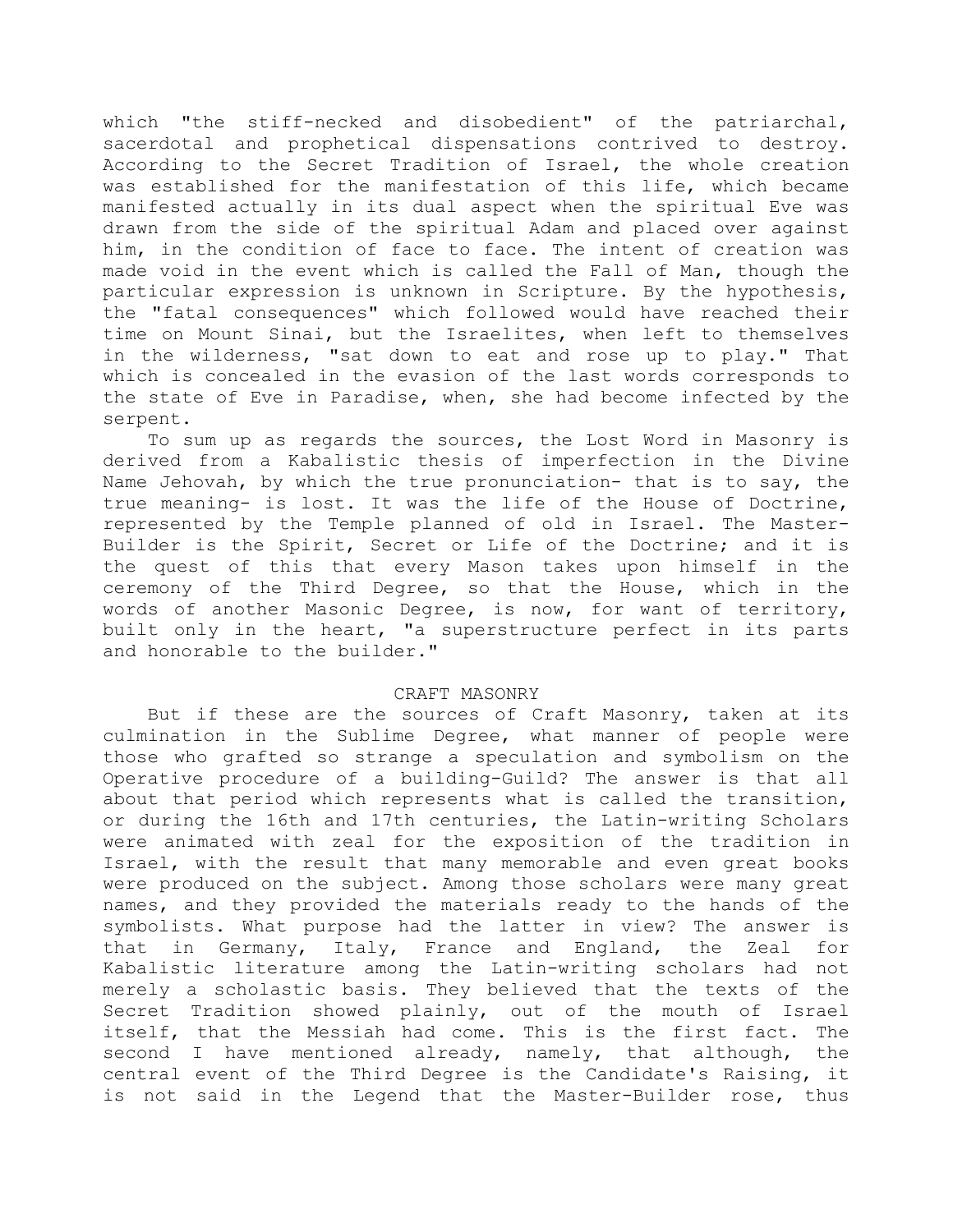which "the stiff-necked and disobedient" of the patriarchal, sacerdotal and prophetical dispensations contrived to destroy. According to the Secret Tradition of Israel, the whole creation was established for the manifestation of this life, which became manifested actually in its dual aspect when the spiritual Eve was drawn from the side of the spiritual Adam and placed over against him, in the condition of face to face. The intent of creation was made void in the event which is called the Fall of Man, though the particular expression is unknown in Scripture. By the hypothesis, the "fatal consequences" which followed would have reached their time on Mount Sinai, but the Israelites, when left to themselves in the wilderness, "sat down to eat and rose up to play." That which is concealed in the evasion of the last words corresponds to the state of Eve in Paradise, when, she had become infected by the serpent.

To sum up as regards the sources, the Lost Word in Masonry is derived from a Kabalistic thesis of imperfection in the Divine Name Jehovah, by which the true pronunciation- that is to say, the true meaning- is lost. It was the life of the House of Doctrine, represented by the Temple planned of old in Israel. The Master-Builder is the Spirit, Secret or Life of the Doctrine; and it is the quest of this that every Mason takes upon himself in the ceremony of the Third Degree, so that the House, which in the words of another Masonic Degree, is now, for want of territory, built only in the heart, "a superstructure perfect in its parts and honorable to the builder."

## CRAFT MASONRY

But if these are the sources of Craft Masonry, taken at its culmination in the Sublime Degree, what manner of people were those who grafted so strange a speculation and symbolism on the Operative procedure of a building-Guild? The answer is that all about that period which represents what is called the transition, or during the 16th and 17th centuries, the Latin-writing Scholars were animated with zeal for the exposition of the tradition in Israel, with the result that many memorable and even great books were produced on the subject. Among those scholars were many great names, and they provided the materials ready to the hands of the symbolists. What purpose had the latter in view? The answer is that in Germany, Italy, France and England, the Zeal for Kabalistic literature among the Latin-writing scholars had not merely a scholastic basis. They believed that the texts of the Secret Tradition showed plainly, out of the mouth of Israel itself, that the Messiah had come. This is the first fact. The second I have mentioned already, namely, that although, the central event of the Third Degree is the Candidate's Raising, it is not said in the Legend that the Master-Builder rose, thus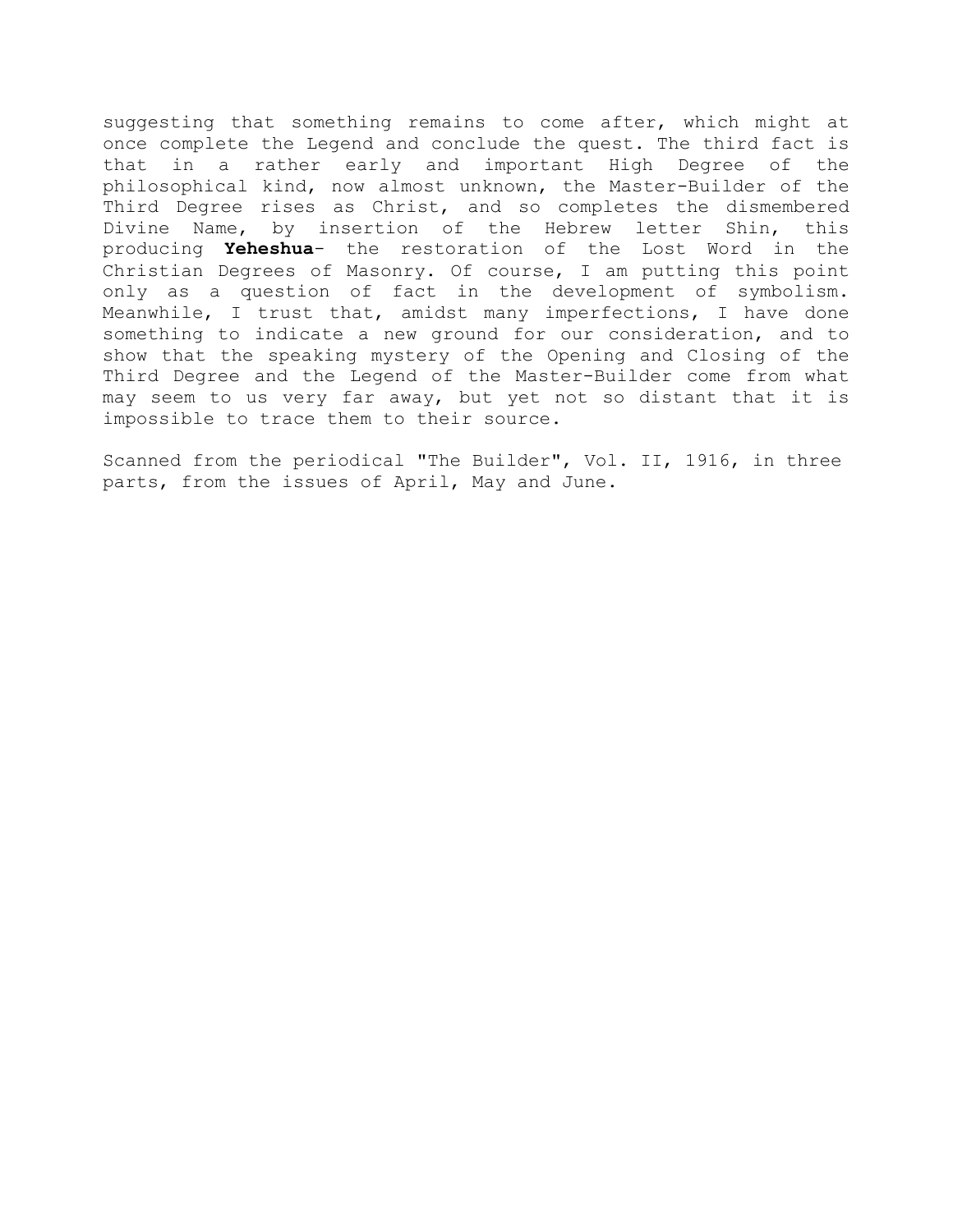suggesting that something remains to come after, which might at once complete the Legend and conclude the quest. The third fact is that in a rather early and important High Degree of the philosophical kind, now almost unknown, the Master-Builder of the Third Degree rises as Christ, and so completes the dismembered Divine Name, by insertion of the Hebrew letter Shin, this producing **Yeheshua**- the restoration of the Lost Word in the Christian Degrees of Masonry. Of course, I am putting this point only as a question of fact in the development of symbolism. Meanwhile, I trust that, amidst many imperfections, I have done something to indicate a new ground for our consideration, and to show that the speaking mystery of the Opening and Closing of the Third Degree and the Legend of the Master-Builder come from what may seem to us very far away, but yet not so distant that it is impossible to trace them to their source.

Scanned from the periodical "The Builder", Vol. II, 1916, in three parts, from the issues of April, May and June.